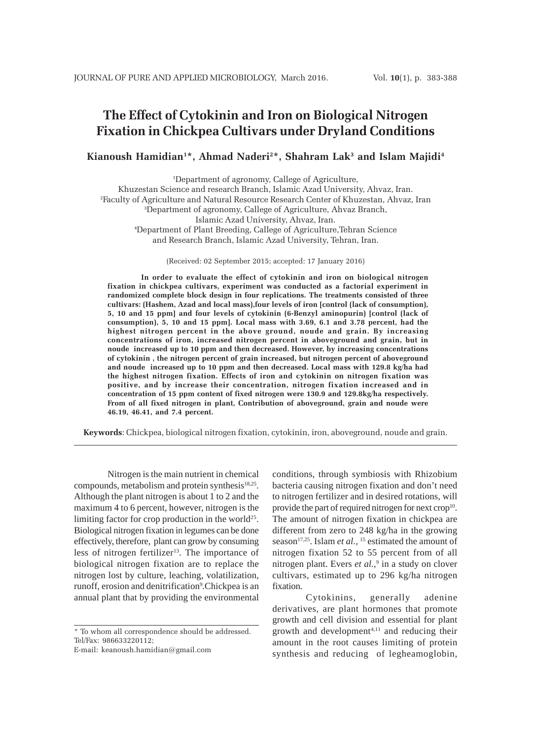# The Effect of Cytokinin and Iron on Biological Nitrogen Fixation in Chickpea Cultivars under Dryland Conditions

**Kianoush Hamidian[1]*, Ahmad Naderi[2]*, Shahram Lak[3] and Islam Majidi[4]**

[1]Department of agronomy, Callege of Agriculture, Khuzestan Science and research Branch, Islamic Azad University, Ahvaz, Iran.
[2]Faculty of Agriculture and Natural Resource Research Center of Khuzestan, Ahvaz, Iran
[3]Department of agronomy, Callege of Agriculture, Ahvaz Branch, Islamic Azad University, Ahvaz, Iran.
[4]Department of Plant Breeding, Callege of Agriculture,Tehran Science and Research Branch, Islamic Azad University, Tehran, Iran.

(Received: 02 September 2015; accepted: 17 January 2016)

**In order to evaluate the effect of cytokinin and iron on biological nitrogen fixation in chickpea cultivars, experiment was conducted as a factorial experiment in randomized complete block design in four replications. The treatments consisted of three cultivars: (Hashem, Azad and local mass),four levels of iron [control (lack of consumption), 5, 10 and 15 ppm] and four levels of cytokinin (6-Benzyl aminopurin) [control (lack of consumption), 5, 10 and 15 ppm]. Local mass with 3.69, 6.1 and 3.78 percent, had the highest nitrogen percent in the above ground, noude and grain. By increasing concentrations of iron, increased nitrogen percent in aboveground and grain, but in noude increased up to 10 ppm and then decreased. However, by increasing concentrations of cytokinin , the nitrogen percent of grain increased, but nitrogen percent of aboveground and noude increased up to 10 ppm and then decreased. Local mass with 129.8 kg/ha had the highest nitrogen fixation. Effects of iron and cytokinin on nitrogen fixation was positive, and by increase their concentration, nitrogen fixation increased and in concentration of 15 ppm content of fixed nitrogen were 130.9 and 129.8kg/ha respectively. From of all fixed nitrogen in plant, Contribution of aboveground, grain and noude were 46.19, 46.41, and 7.4 percent.**

**Keywords**: Chickpea, biological nitrogen fixation, cytokinin, iron, aboveground, noude and grain.

Nitrogen is the main nutrient in chemical compounds, metabolism and protein synthesis[18,25]. Although the plant nitrogen is about 1 to 2 and the maximum 4 to 6 percent, however, nitrogen is the limiting factor for crop production in the world[25]. Biological nitrogen fixation in legumes can be done effectively, therefore, plant can grow by consuming less of nitrogen fertilizer[13]. The importance of biological nitrogen fixation are to replace the nitrogen lost by culture, leaching, volatilization, runoff, erosion and denitrification[9].Chickpea is an annual plant that by providing the environmental conditions, through symbiosis with Rhizobium bacteria causing nitrogen fixation and don't need to nitrogen fertilizer and in desired rotations, will provide the part of required nitrogen for next crop[10]. The amount of nitrogen fixation in chickpea are different from zero to 248 kg/ha in the growing season[17,25]. Islam *et al.*,[15] estimated the amount of nitrogen fixation 52 to 55 percent from of all nitrogen plant. Evers *et al.*,[9] in a study on clover cultivars, estimated up to 296 kg/ha nitrogen fixation.

Cytokinins, generally adenine derivatives, are plant hormones that promote growth and cell division and essential for plant growth and development[4,11] and reducing their amount in the root causes limiting of protein synthesis and reducing of legheamoglobin,

\* To whom all correspondence should be addressed.
Tel/Fax: 986633220112;
E-mail: keanoush.hamidian@gmail.com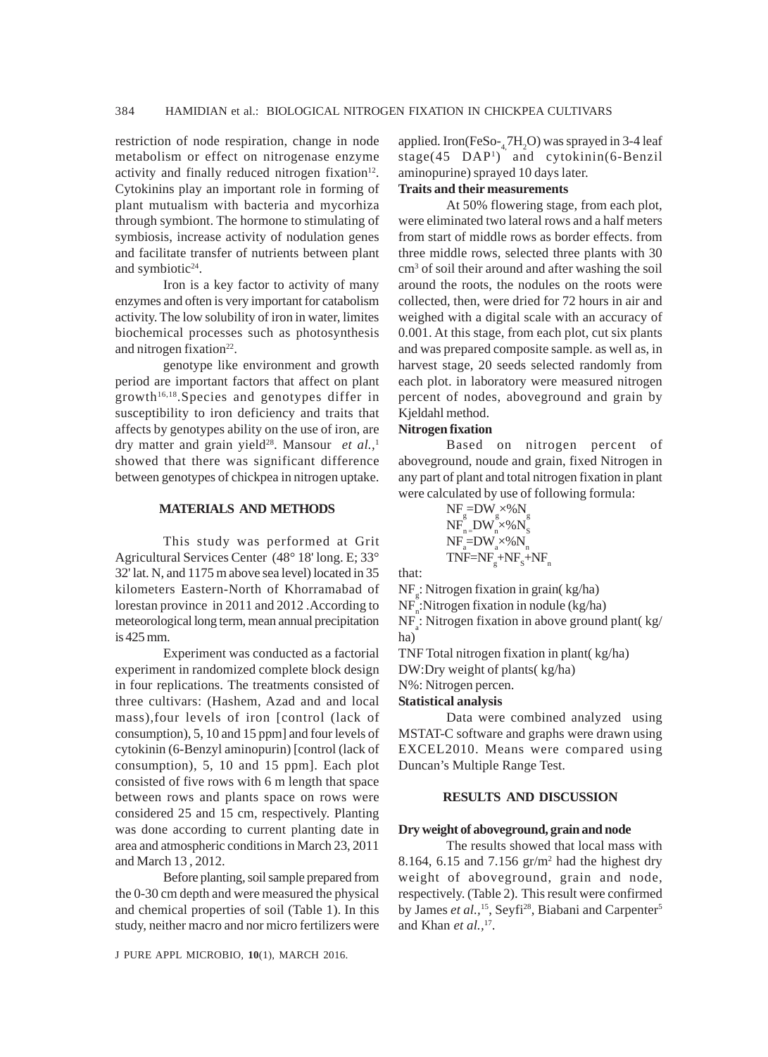restriction of node respiration, change in node metabolism or effect on nitrogenase enzyme activity and finally reduced nitrogen fixation[12]. Cytokinins play an important role in forming of plant mutualism with bacteria and mycorhiza through symbiont. The hormone to stimulating of symbiosis, increase activity of nodulation genes and facilitate transfer of nutrients between plant and symbiotic[24].

Iron is a key factor to activity of many enzymes and often is very important for catabolism activity. The low solubility of iron in water, limites biochemical processes such as photosynthesis and nitrogen fixation[22].

genotype like environment and growth period are important factors that affect on plant growth[16,18]. Species and genotypes differ in susceptibility to iron deficiency and traits that affects by genotypes ability on the use of iron, are dry matter and grain yield[28]. Mansour *et al.*,[1] showed that there was significant difference between genotypes of chickpea in nitrogen uptake.

## MATERIALS AND METHODS

This study was performed at Grit Agricultural Services Center (48° 18' long. E; 33° 32' lat. N, and 1175 m above sea level) located in 35 kilometers Eastern-North of Khorramabad of lorestan province in 2011 and 2012 .According to meteorological long term, mean annual precipitation is 425 mm.

Experiment was conducted as a factorial experiment in randomized complete block design in four replications. The treatments consisted of three cultivars: (Hashem, Azad and and local mass),four levels of iron [control (lack of consumption), 5, 10 and 15 ppm] and four levels of cytokinin (6-Benzyl aminopurin) [control (lack of consumption), 5, 10 and 15 ppm]. Each plot consisted of five rows with 6 m length that space between rows and plants space on rows were considered 25 and 15 cm, respectively. Planting was done according to current planting date in area and atmospheric conditions in March 23, 2011 and March 13 , 2012.

Before planting, soil sample prepared from the 0-30 cm depth and were measured the physical and chemical properties of soil (Table 1). In this study, neither macro and nor micro fertilizers were applied. Iron($FeSO_4 \cdot 7H_2O$) was sprayed in 3-4 leaf stage(45 DAP[1]) and cytokinin(6-Benzil aminopurine) sprayed 10 days later.

**Traits and their measurements**

At 50% flowering stage, from each plot, were eliminated two lateral rows and a half meters from start of middle rows as border effects. from three middle rows, selected three plants with 30 $cm^3$ of soil their around and after washing the soil around the roots, the nodules on the roots were collected, then, were dried for 72 hours in air and weighed with a digital scale with an accuracy of 0.001. At this stage, from each plot, cut six plants and was prepared composite sample. as well as, in harvest stage, 20 seeds selected randomly from each plot. in laboratory were measured nitrogen percent of nodes, aboveground and grain by Kjeldahl method.

**Nitrogen fixation**

Based on nitrogen percent of aboveground, noude and grain, fixed Nitrogen in any part of plant and total nitrogen fixation in plant were calculated by use of following formula:

$$NF_g = DW_g \times \%N_g$$
$$NF_n = DW_n \times \%N_S$$
$$NF_a = DW_a \times \%N_n$$
$$TNF = NF_g + NF_S + NF_n$$

that:

$NF_g$: Nitrogen fixation in grain( kg/ha)

$NF_n$:Nitrogen fixation in nodule (kg/ha)

$NF_a$: Nitrogen fixation in above ground plant( kg/ha)

TNF Total nitrogen fixation in plant( kg/ha)

DW:Dry weight of plants( kg/ha)

N%: Nitrogen percen.

**Statistical analysis**

Data were combined analyzed using MSTAT-C software and graphs were drawn using EXCEL2010. Means were compared using Duncan's Multiple Range Test.

## RESULTS AND DISCUSSION

**Dry weight of aboveground, grain and node**

The results showed that local mass with 8.164, 6.15 and 7.156 $gr/m^2$ had the highest dry weight of aboveground, grain and node, respectively. (Table 2). This result were confirmed by James *et al.*,[15], Seyfi[28], Biabani and Carpenter[5] and Khan *et al.*,[17].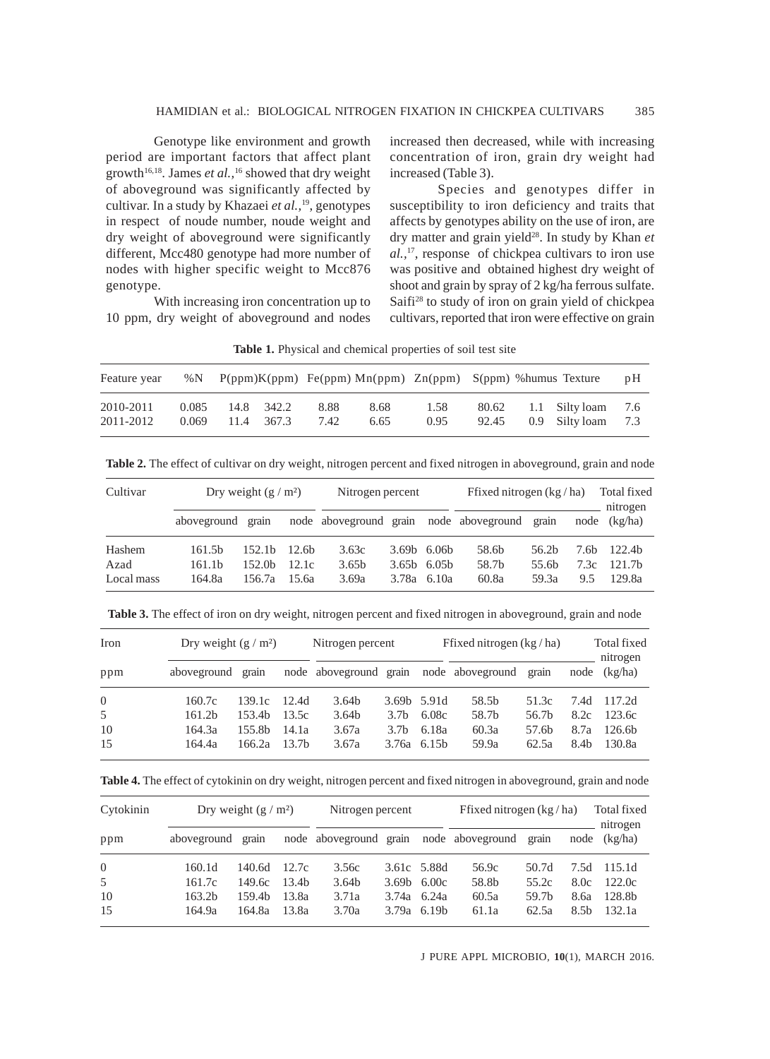Genotype like environment and growth period are important factors that affect plant growth[16,18]. James *et al.*,[16] showed that dry weight of aboveground was significantly affected by cultivar. In a study by Khazaei *et al.*,[19], genotypes in respect of noude number, noude weight and dry weight of aboveground were significantly different, Mcc480 genotype had more number of nodes with higher specific weight to Mcc876 genotype.

With increasing iron concentration up to 10 ppm, dry weight of aboveground and nodes increased then decreased, while with increasing concentration of iron, grain dry weight had increased (Table 3).

Species and genotypes differ in susceptibility to iron deficiency and traits that affects by genotypes ability on the use of iron, are dry matter and grain yield[28]. In study by Khan *et al.*,[17], response of chickpea cultivars to iron use was positive and obtained highest dry weight of shoot and grain by spray of 2 kg/ha ferrous sulfate. Saifi[28] to study of iron on grain yield of chickpea cultivars, reported that iron were effective on grain

**Table 1.** Physical and chemical properties of soil test site

| Feature year | %N | P(ppm) | K(ppm) | Fe(ppm) | Mn(ppm) | Zn(ppm) | S(ppm) | %humus | Texture | pH |
|---|---|---|---|---|---|---|---|---|---|---|
| 2010-2011 | 0.085 | 14.8 | 342.2 | 8.88 | 8.68 | 1.58 | 80.62 | 1.1 | Silty loam | 7.6 |
| 2011-2012 | 0.069 | 11.4 | 367.3 | 7.42 | 6.65 | 0.95 | 92.45 | 0.9 | Silty loam | 7.3 |

**Table 2.** The effect of cultivar on dry weight, nitrogen percent and fixed nitrogen in aboveground, grain and node

| Cultivar | Dry weight (g / m²) | | | Nitrogen percent | | | Ffixed nitrogen (kg / ha) | | | Total fixed nitrogen (kg/ha) |
|---|---|---|---|---|---|---|---|---|---|---|
| | aboveground | grain | node | aboveground | grain | node | aboveground | grain | node | |
| Hashem | 161.5b | 152.1b | 12.6b | 3.63c | 3.69b | 6.06b | 58.6b | 56.2b | 7.6b | 122.4b |
| Azad | 161.1b | 152.0b | 12.1c | 3.65b | 3.65b | 6.05b | 58.7b | 55.6b | 7.3c | 121.7b |
| Local mass | 164.8a | 156.7a | 15.6a | 3.69a | 3.78a | 6.10a | 60.8a | 59.3a | 9.5 | 129.8a |

**Table 3.** The effect of iron on dry weight, nitrogen percent and fixed nitrogen in aboveground, grain and node

| Iron ppm | Dry weight (g / m²) | | | Nitrogen percent | | | Ffixed nitrogen (kg / ha) | | | Total fixed nitrogen (kg/ha) |
|---|---|---|---|---|---|---|---|---|---|---|
| | aboveground | grain | node | aboveground | grain | node | aboveground | grain | node | |
| 0 | 160.7c | 139.1c | 12.4d | 3.64b | 3.69b | 5.91d | 58.5b | 51.3c | 7.4d | 117.2d |
| 5 | 161.2b | 153.4b | 13.5c | 3.64b | 3.7b | 6.08c | 58.7b | 56.7b | 8.2c | 123.6c |
| 10 | 164.3a | 155.8b | 14.1a | 3.67a | 3.7b | 6.18a | 60.3a | 57.6b | 8.7a | 126.6b |
| 15 | 164.4a | 166.2a | 13.7b | 3.67a | 3.76a | 6.15b | 59.9a | 62.5a | 8.4b | 130.8a |

**Table 4.** The effect of cytokinin on dry weight, nitrogen percent and fixed nitrogen in aboveground, grain and node

| Cytokinin ppm | Dry weight (g / m²) | | | Nitrogen percent | | | Ffixed nitrogen (kg / ha) | | | Total fixed nitrogen (kg/ha) |
|---|---|---|---|---|---|---|---|---|---|---|
| | aboveground | grain | node | aboveground | grain | node | aboveground | grain | node | |
| 0 | 160.1d | 140.6d | 12.7c | 3.56c | 3.61c | 5.88d | 56.9c | 50.7d | 7.5d | 115.1d |
| 5 | 161.7c | 149.6c | 13.4b | 3.64b | 3.69b | 6.00c | 58.8b | 55.2c | 8.0c | 122.0c |
| 10 | 163.2b | 159.4b | 13.8a | 3.71a | 3.74a | 6.24a | 60.5a | 59.7b | 8.6a | 128.8b |
| 15 | 164.9a | 164.8a | 13.8a | 3.70a | 3.79a | 6.19b | 61.1a | 62.5a | 8.5b | 132.1a |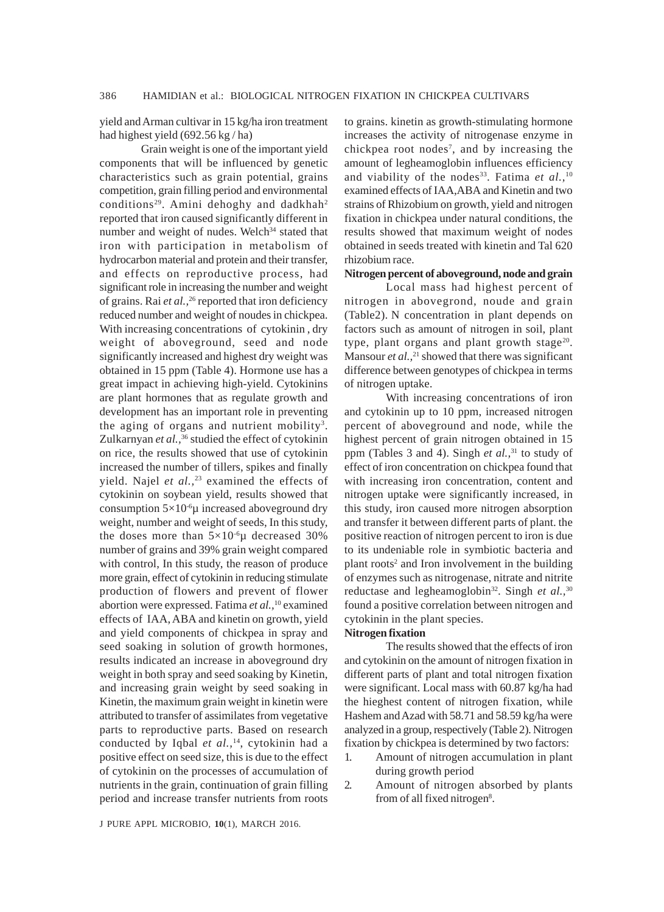yield and Arman cultivar in 15 kg/ha iron treatment had highest yield (692.56 kg / ha)

Grain weight is one of the important yield components that will be influenced by genetic characteristics such as grain potential, grains competition, grain filling period and environmental conditions[29]. Amini dehoghy and dadkhah[2] reported that iron caused significantly different in number and weight of nudes. Welch[34] stated that iron with participation in metabolism of hydrocarbon material and protein and their transfer, and effects on reproductive process, had significant role in increasing the number and weight of grains. Rai *et al.*,[26] reported that iron deficiency reduced number and weight of noudes in chickpea. With increasing concentrations of cytokinin , dry weight of aboveground, seed and node significantly increased and highest dry weight was obtained in 15 ppm (Table 4). Hormone use has a great impact in achieving high-yield. Cytokinins are plant hormones that as regulate growth and development has an important role in preventing the aging of organs and nutrient mobility[3]. Zulkarnyan *et al.*,[36] studied the effect of cytokinin on rice, the results showed that use of cytokinin increased the number of tillers, spikes and finally yield. Najel *et al.*,[23] examined the effects of cytokinin on soybean yield, results showed that consumption $5\times10^{-6}$µ increased aboveground dry weight, number and weight of seeds, In this study, the doses more than $5\times10^{-6}$µ decreased 30% number of grains and 39% grain weight compared with control, In this study, the reason of produce more grain, effect of cytokinin in reducing stimulate production of flowers and prevent of flower abortion were expressed. Fatima *et al.*,[10] examined effects of IAA, ABA and kinetin on growth, yield and yield components of chickpea in spray and seed soaking in solution of growth hormones, results indicated an increase in aboveground dry weight in both spray and seed soaking by Kinetin, and increasing grain weight by seed soaking in Kinetin, the maximum grain weight in kinetin were attributed to transfer of assimilates from vegetative parts to reproductive parts. Based on research conducted by Iqbal *et al.*,[14], cytokinin had a positive effect on seed size, this is due to the effect of cytokinin on the processes of accumulation of nutrients in the grain, continuation of grain filling period and increase transfer nutrients from roots to grains. kinetin as growth-stimulating hormone increases the activity of nitrogenase enzyme in chickpea root nodes[7], and by increasing the amount of legheamoglobin influences efficiency and viability of the nodes[33]. Fatima *et al.*,[10] examined effects of IAA,ABA and Kinetin and two strains of Rhizobium on growth, yield and nitrogen fixation in chickpea under natural conditions, the results showed that maximum weight of nodes obtained in seeds treated with kinetin and Tal 620 rhizobium race.

**Nitrogen percent of aboveground, node and grain**

Local mass had highest percent of nitrogen in abovegrond, noude and grain (Table2). N concentration in plant depends on factors such as amount of nitrogen in soil, plant type, plant organs and plant growth stage[20]. Mansour *et al.*,[21] showed that there was significant difference between genotypes of chickpea in terms of nitrogen uptake.

With increasing concentrations of iron and cytokinin up to 10 ppm, increased nitrogen percent of aboveground and node, while the highest percent of grain nitrogen obtained in 15 ppm (Tables 3 and 4). Singh *et al.*,[31] to study of effect of iron concentration on chickpea found that with increasing iron concentration, content and nitrogen uptake were significantly increased, in this study, iron caused more nitrogen absorption and transfer it between different parts of plant. the positive reaction of nitrogen percent to iron is due to its undeniable role in symbiotic bacteria and plant roots[2] and Iron involvement in the building of enzymes such as nitrogenase, nitrate and nitrite reductase and legheamoglobin[32]. Singh *et al.*,[30] found a positive correlation between nitrogen and cytokinin in the plant species.

**Nitrogen fixation**

The results showed that the effects of iron and cytokinin on the amount of nitrogen fixation in different parts of plant and total nitrogen fixation were significant. Local mass with 60.87 kg/ha had the hieghest content of nitrogen fixation, while Hashem and Azad with 58.71 and 58.59 kg/ha were analyzed in a group, respectively (Table 2). Nitrogen fixation by chickpea is determined by two factors:

1. Amount of nitrogen accumulation in plant during growth period
2. Amount of nitrogen absorbed by plants from of all fixed nitrogen[8].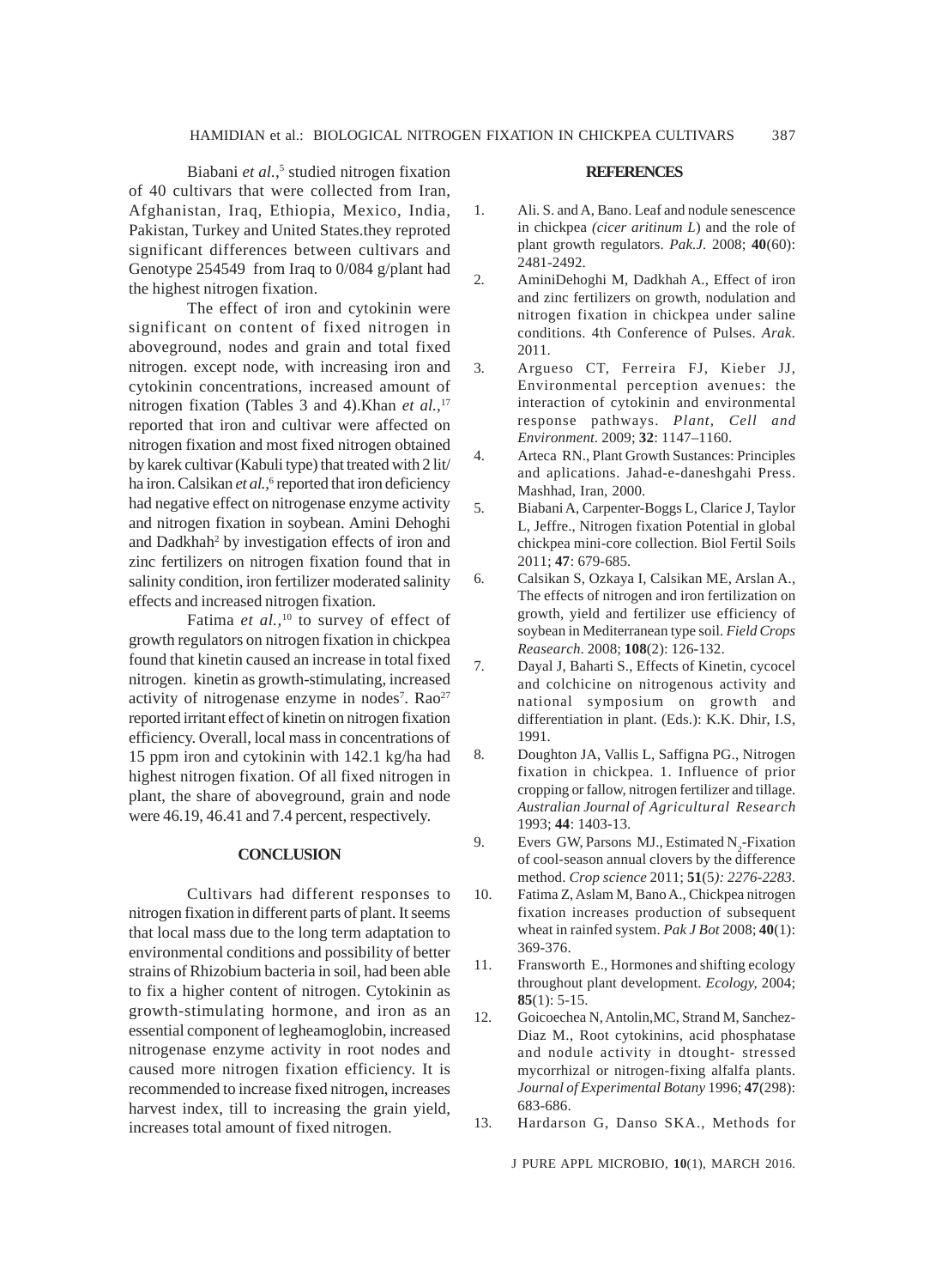Biabani *et al.*,[5] studied nitrogen fixation of 40 cultivars that were collected from Iran, Afghanistan, Iraq, Ethiopia, Mexico, India, Pakistan, Turkey and United States.they reproted significant differences between cultivars and Genotype 254549 from Iraq to 0/084 g/plant had the highest nitrogen fixation.

The effect of iron and cytokinin were significant on content of fixed nitrogen in aboveground, nodes and grain and total fixed nitrogen. except node, with increasing iron and cytokinin concentrations, increased amount of nitrogen fixation (Tables 3 and 4).Khan *et al.*,[17] reported that iron and cultivar were affected on nitrogen fixation and most fixed nitrogen obtained by karek cultivar (Kabuli type) that treated with 2 lit/ha iron. Calsikan *et al.*,[6] reported that iron deficiency had negative effect on nitrogenase enzyme activity and nitrogen fixation in soybean. Amini Dehoghi and Dadkhah[2] by investigation effects of iron and zinc fertilizers on nitrogen fixation found that in salinity condition, iron fertilizer moderated salinity effects and increased nitrogen fixation.

Fatima *et al.*,[10] to survey of effect of growth regulators on nitrogen fixation in chickpea found that kinetin caused an increase in total fixed nitrogen. kinetin as growth-stimulating, increased activity of nitrogenase enzyme in nodes[7]. Rao[27] reported irritant effect of kinetin on nitrogen fixation efficiency. Overall, local mass in concentrations of 15 ppm iron and cytokinin with 142.1 kg/ha had highest nitrogen fixation. Of all fixed nitrogen in plant, the share of aboveground, grain and node were 46.19, 46.41 and 7.4 percent, respectively.

## CONCLUSION

Cultivars had different responses to nitrogen fixation in different parts of plant. It seems that local mass due to the long term adaptation to environmental conditions and possibility of better strains of Rhizobium bacteria in soil, had been able to fix a higher content of nitrogen. Cytokinin as growth-stimulating hormone, and iron as an essential component of legheamoglobin, increased nitrogenase enzyme activity in root nodes and caused more nitrogen fixation efficiency. It is recommended to increase fixed nitrogen, increases harvest index, till to increasing the grain yield, increases total amount of fixed nitrogen.

## REFERENCES

1. Ali. S. and A, Bano. Leaf and nodule senescence in chickpea *(cicer aritinum L)* and the role of plant growth regulators. *Pak.J.* 2008; **40**(60): 2481-2492.
2. AminiDehoghi M, Dadkhah A., Effect of iron and zinc fertilizers on growth, nodulation and nitrogen fixation in chickpea under saline conditions. 4th Conference of Pulses. *Arak*. 2011.
3. Argueso CT, Ferreira FJ, Kieber JJ, Environmental perception avenues: the interaction of cytokinin and environmental response pathways. *Plant, Cell and Environment*. 2009; **32**: 1147–1160.
4. Arteca RN., Plant Growth Sustances: Principles and aplications. Jahad-e-daneshgahi Press. Mashhad, Iran, 2000.
5. Biabani A, Carpenter-Boggs L, Clarice J, Taylor L, Jeffre., Nitrogen fixation Potential in global chickpea mini-core collection. Biol Fertil Soils 2011; **47**: 679-685.
6. Calsikan S, Ozkaya I, Calsikan ME, Arslan A., The effects of nitrogen and iron fertilization on growth, yield and fertilizer use efficiency of soybean in Mediterranean type soil. *Field Crops Reasearch*. 2008; **108**(2): 126-132.
7. Dayal J, Baharti S., Effects of Kinetin, cycocel and colchicine on nitrogenous activity and national symposium on growth and differentiation in plant. (Eds.): K.K. Dhir, I.S, 1991.
8. Doughton JA, Vallis L, Saffigna PG., Nitrogen fixation in chickpea. 1. Influence of prior cropping or fallow, nitrogen fertilizer and tillage. *Australian Journal of Agricultural Research* 1993; **44**: 1403-13.
9. Evers GW, Parsons MJ., Estimated $N_2$-Fixation of cool-season annual clovers by the difference method. *Crop science* 2011; **51**(5*): 2276-2283*.
10. Fatima Z, Aslam M, Bano A., Chickpea nitrogen fixation increases production of subsequent wheat in rainfed system. *Pak J Bot* 2008; **40**(1): 369-376.
11. Fransworth E., Hormones and shifting ecology throughout plant development. *Ecology,* 2004; **85**(1): 5-15.
12. Goicoechea N, Antolin,MC, Strand M, Sanchez-Diaz M., Root cytokinins, acid phosphatase and nodule activity in dtought- stressed mycorrhizal or nitrogen-fixing alfalfa plants. *Journal of Experimental Botany* 1996; **47**(298): 683-686.
13. Hardarson G, Danso SKA., Methods for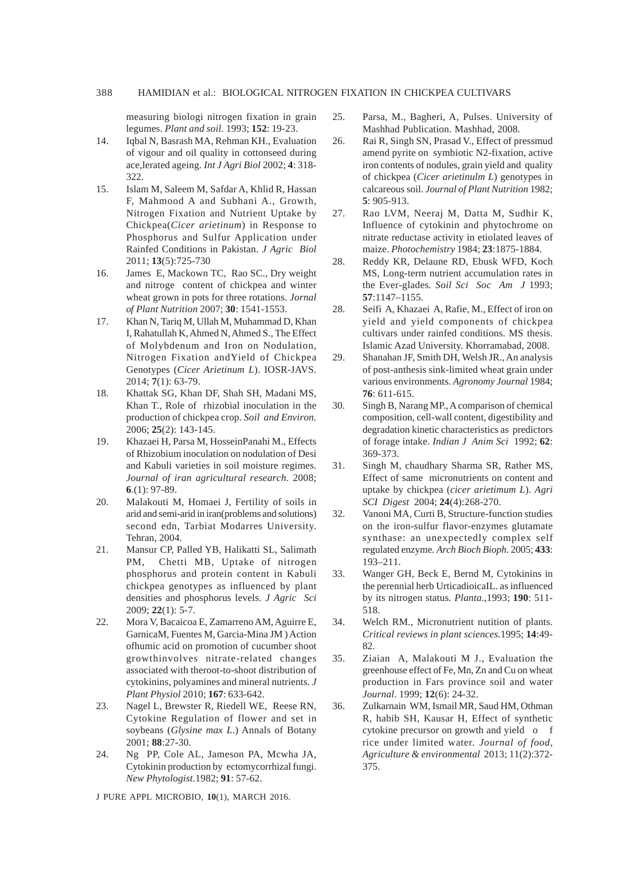measuring biologi nitrogen fixation in grain legumes. *Plant and soil*. 1993; **152**: 19-23.

14. Iqbal N, Basrash MA, Rehman KH., Evaluation of vigour and oil quality in cottonseed during ace,lerated ageing. *Int J Agri Biol* 2002; **4**: 318-322.
15. Islam M, Saleem M, Safdar A, Khlid R, Hassan F, Mahmood A and Subhani A., Growth, Nitrogen Fixation and Nutrient Uptake by Chickpea(*Cicer arietinum*) in Response to Phosphorus and Sulfur Application under Rainfed Conditions in Pakistan. *J Agric Biol* 2011; **13**(5):725-730
16. James E, Mackown TC, Rao SC., Dry weight and nitroge content of chickpea and winter wheat grown in pots for three rotations. *Jornal of Plant Nutrition* 2007; **30**: 1541-1553.
17. Khan N, Tariq M, Ullah M, Muhammad D, Khan I, Rahatullah K, Ahmed N, Ahmed S., The Effect of Molybdenum and Iron on Nodulation, Nitrogen Fixation andYield of Chickpea Genotypes (*Cicer Arietinum L*). IOSR-JAVS. 2014; **7**(1): 63-79.
18. Khattak SG, Khan DF, Shah SH, Madani MS, Khan T., Role of rhizobial inoculation in the production of chickpea crop. *Soil and Environ.* 2006; **25**(2): 143-145.
19. Khazaei H, Parsa M, HosseinPanahi M., Effects of Rhizobium inoculation on nodulation of Desi and Kabuli varieties in soil moisture regimes. *Journal of iran agricultural research*. 2008; **6**.(1): 97-89.
20. Malakouti M, Homaei J, Fertility of soils in arid and semi-arid in iran(problems and solutions) second edn, Tarbiat Modarres University. Tehran, 2004.
21. Mansur CP, Palled YB, Halikatti SL, Salimath PM, Chetti MB, Uptake of nitrogen phosphorus and protein content in Kabuli chickpea genotypes as influenced by plant densities and phosphorus levels. *J Agric Sci* 2009; **22**(1): 5-7.
22. Mora V, Bacaicoa E, Zamarreno AM, Aguirre E, GarnicaM, Fuentes M, Garcia-Mina JM ) Action ofhumic acid on promotion of cucumber shoot growthinvolves nitrate-related changes associated with theroot-to-shoot distribution of cytokinins, polyamines and mineral nutrients. *J Plant Physiol* 2010; **167**: 633-642.
23. Nagel L, Brewster R, Riedell WE, Reese RN, Cytokine Regulation of flower and set in soybeans (*Glysine max L*.) Annals of Botany 2001; **88**:27-30.
24. Ng PP, Cole AL, Jameson PA, Mcwha JA, Cytokinin production by ectomycorrhizal fungi. *New Phytologist*.1982; **91**: 57-62.
25. Parsa, M., Bagheri, A, Pulses. University of Mashhad Publication. Mashhad, 2008.
26. Rai R, Singh SN, Prasad V., Effect of pressmud amend pyrite on symbiotic N2-fixation, active iron contents of nodules, grain yield and quality of chickpea (*Cicer arietinulm L*) genotypes in calcareous soil. *Journal of Plant Nutrition* 1982; **5**: 905-913.
27. Rao LVM, Neeraj M, Datta M, Sudhir K, Influence of cytokinin and phytochrome on nitrate reductase activity in etiolated leaves of maize. *Photochemistry* 1984; **23**:1875-1884.
28. Reddy KR, Delaune RD, Ebusk WFD, Koch MS, Long-term nutrient accumulation rates in the Ever-glades. *Soil Sci Soc Am J* 1993; **57**:1147–1155.
28. Seifi A, Khazaei A, Rafie, M., Effect of iron on yield and yield components of chickpea cultivars under rainfed conditions. MS thesis. Islamic Azad University. Khorramabad, 2008.
29. Shanahan JF, Smith DH, Welsh JR., An analysis of post-anthesis sink-limited wheat grain under various environments. *Agronomy Journal* 1984; **76**: 611-615.
30. Singh B, Narang MP., A comparison of chemical composition, cell-wall content, digestibility and degradation kinetic characteristics as predictors of forage intake. *Indian J Anim Sci* 1992; **62**: 369-373.
31. Singh M, chaudhary Sharma SR, Rather MS, Effect of same micronutrients on content and uptake by chickpea (*cicer arietimum L*). *Agri SCI Digest* 2004; **24**(4):268-270.
32. Vanoni MA, Curti B, Structure-function studies on the iron-sulfur flavor-enzymes glutamate synthase: an unexpectedly complex self regulated enzyme. *Arch Bioch Bioph*. 2005; **433**: 193–211.
33. Wanger GH, Beck E, Bernd M, Cytokinins in the perennial herb UrticadioicalL. as influenced by its nitrogen status. *Planta*.,1993; **190**: 511-518.
34. Welch RM., Micronutrient nutition of plants. *Critical reviews in plant sciences*.1995; **14**:49-82.
35. Ziaian A, Malakouti M J., Evaluation the greenhouse effect of Fe, Mn, Zn and Cu on wheat production in Fars province soil and water *Journal*. 1999; **12**(6): 24-32.
36. Zulkarnain WM, Ismail MR, Saud HM, Othman R, habib SH, Kausar H, Effect of synthetic cytokine precursor on growth and yield o f rice under limited water. *Journal of food, Agriculture & environmental* 2013; 11(2):372-375.